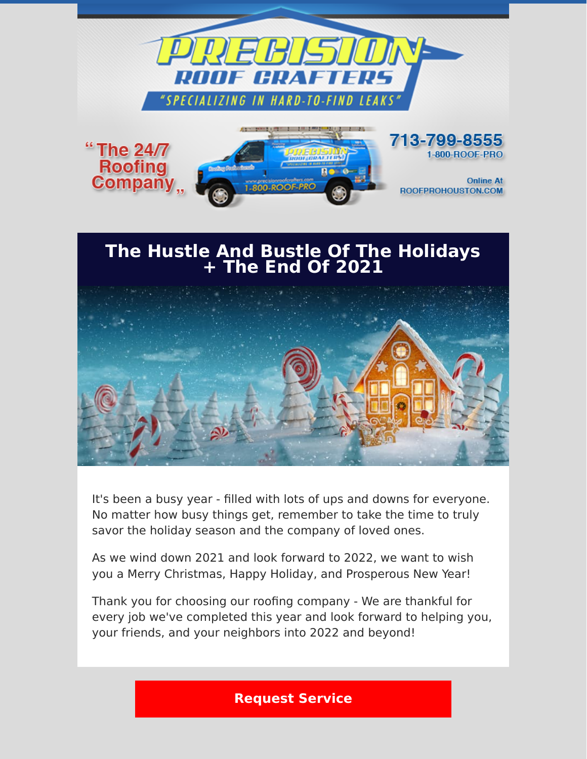# PRECISION ROOF CRAFTERS

"SPECIALIZING IN HARD-TO-FIND LEAKS"

"The 24/7 Roofing Company"

713-799-8555
1-800-ROOF-PRO

Online At
ROOFPROHOUSTON.COM

## The Hustle And Bustle Of The Holidays + The End Of 2021

It's been a busy year - filled with lots of ups and downs for everyone. No matter how busy things get, remember to take the time to truly savor the holiday season and the company of loved ones.

As we wind down 2021 and look forward to 2022, we want to wish you a Merry Christmas, Happy Holiday, and Prosperous New Year!

Thank you for choosing our roofing company - We are thankful for every job we've completed this year and look forward to helping you, your friends, and your neighbors into 2022 and beyond!

**Request Service**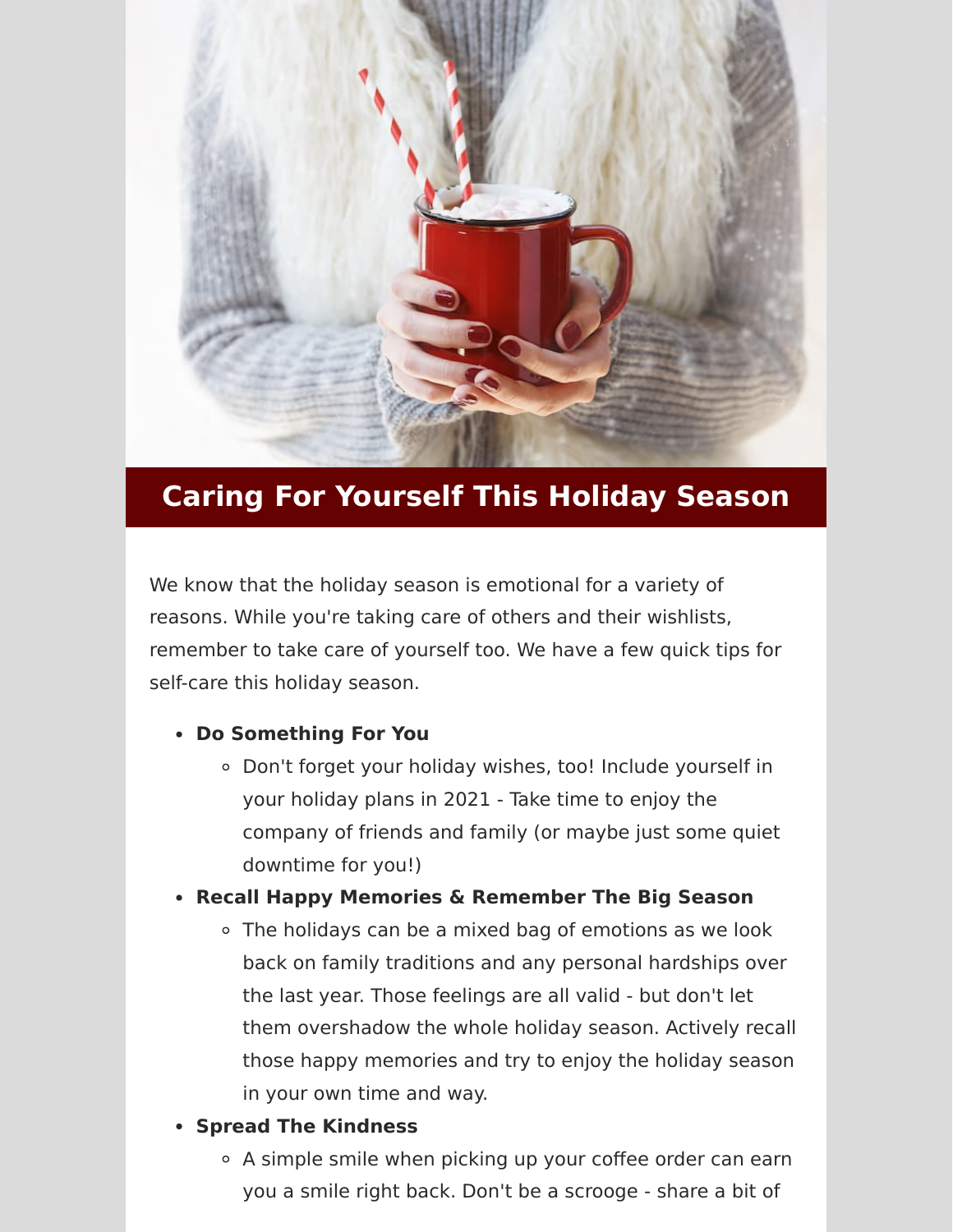# Caring For Yourself This Holiday Season

We know that the holiday season is emotional for a variety of reasons. While you're taking care of others and their wishlists, remember to take care of yourself too. We have a few quick tips for self-care this holiday season.

- **Do Something For You**
  - Don't forget your holiday wishes, too! Include yourself in your holiday plans in 2021 - Take time to enjoy the company of friends and family (or maybe just some quiet downtime for you!)
- **Recall Happy Memories & Remember The Big Season**
  - The holidays can be a mixed bag of emotions as we look back on family traditions and any personal hardships over the last year. Those feelings are all valid - but don't let them overshadow the whole holiday season. Actively recall those happy memories and try to enjoy the holiday season in your own time and way.
- **Spread The Kindness**
  - A simple smile when picking up your coffee order can earn you a smile right back. Don't be a scrooge - share a bit of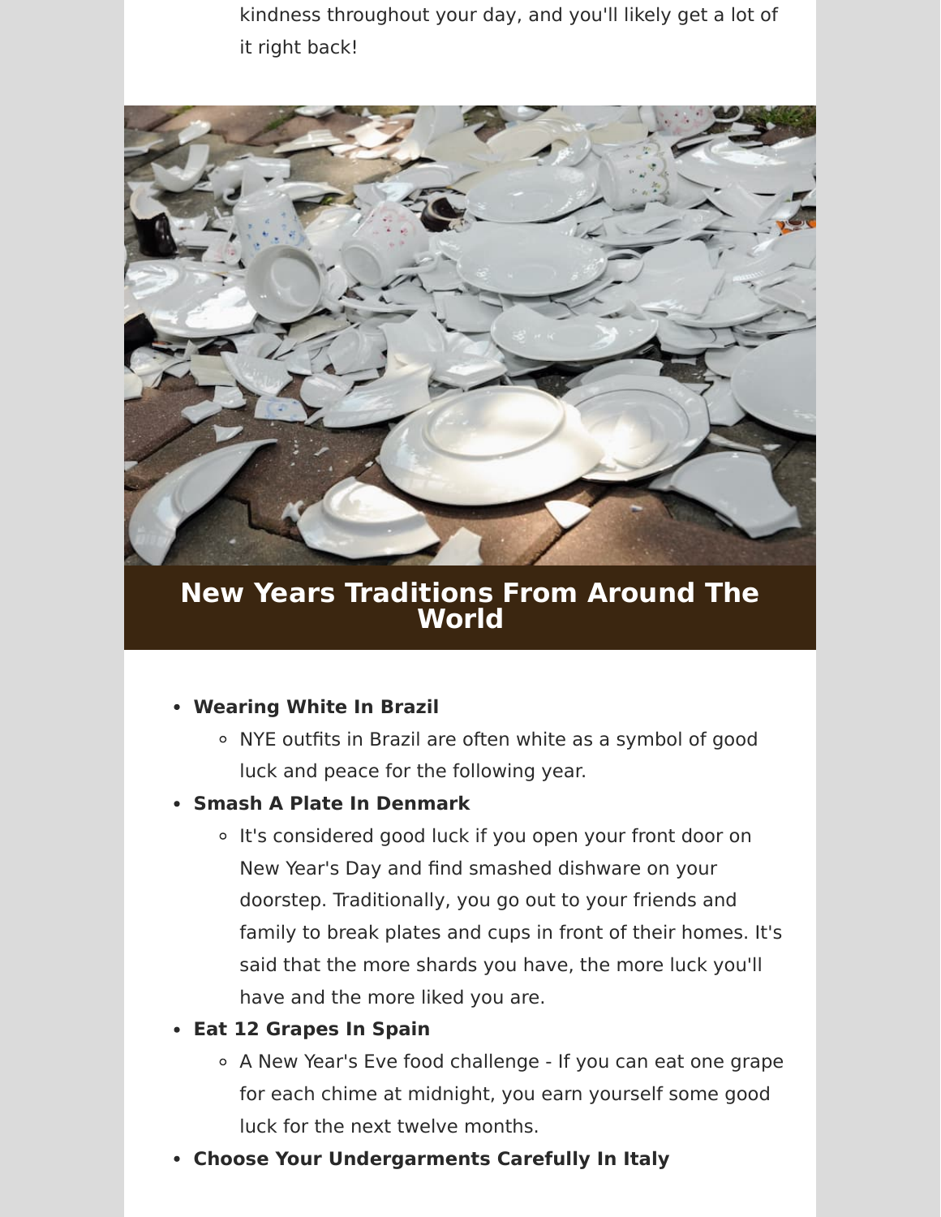kindness throughout your day, and you'll likely get a lot of it right back!

## New Years Traditions From Around The World

- **Wearing White In Brazil**
  - NYE outfits in Brazil are often white as a symbol of good luck and peace for the following year.
- **Smash A Plate In Denmark**
  - It's considered good luck if you open your front door on New Year's Day and find smashed dishware on your doorstep. Traditionally, you go out to your friends and family to break plates and cups in front of their homes. It's said that the more shards you have, the more luck you'll have and the more liked you are.
- **Eat 12 Grapes In Spain**
  - A New Year's Eve food challenge - If you can eat one grape for each chime at midnight, you earn yourself some good luck for the next twelve months.
- **Choose Your Undergarments Carefully In Italy**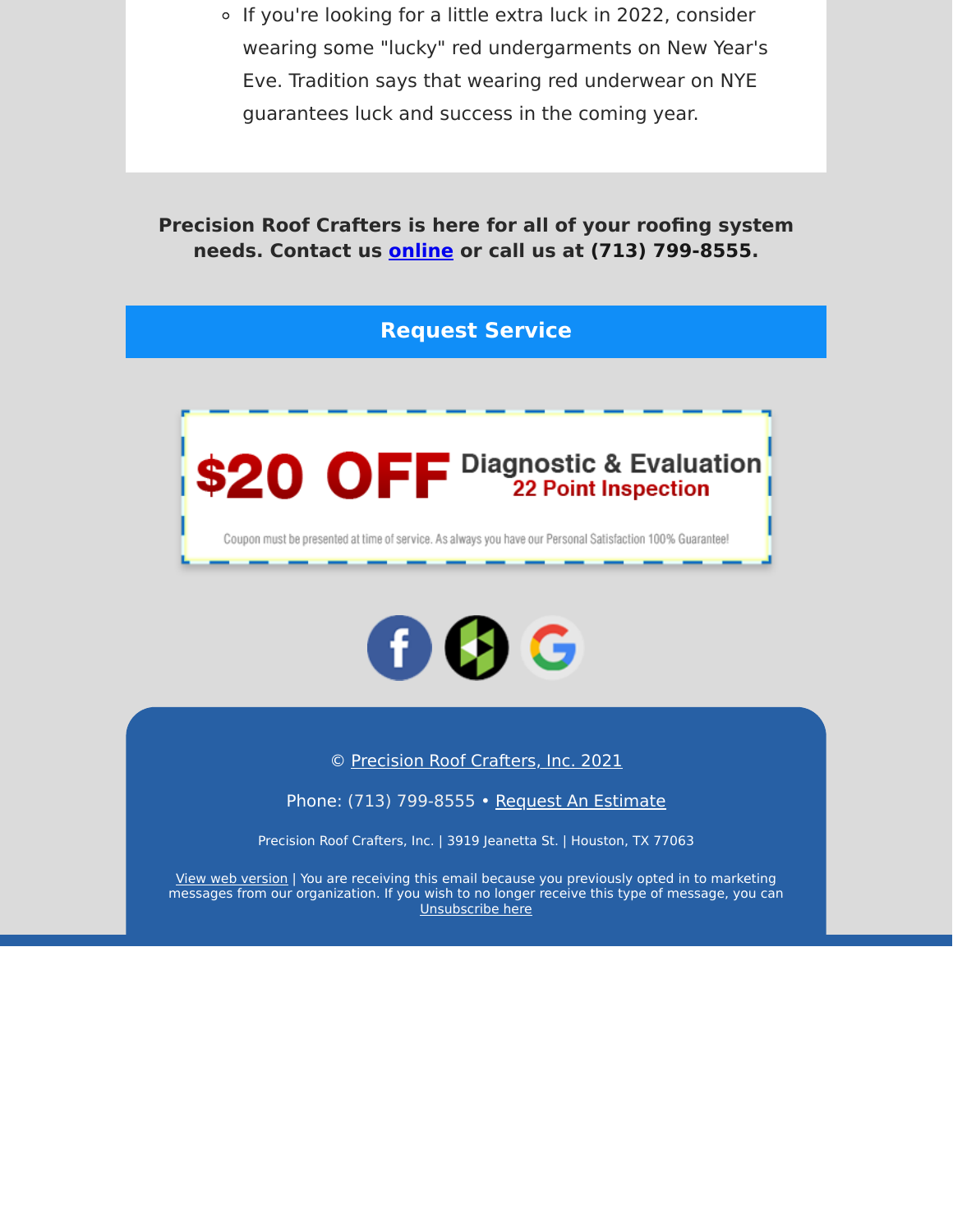- If you're looking for a little extra luck in 2022, consider wearing some "lucky" red undergarments on New Year's Eve. Tradition says that wearing red underwear on NYE guarantees luck and success in the coming year.

**Precision Roof Crafters is here for all of your roofing system needs. Contact us online or call us at (713) 799-8555.**

**Request Service**

$20 OFF Diagnostic & Evaluation
22 Point Inspection

Coupon must be presented at time of service. As always you have our Personal Satisfaction 100% Guarantee!

© Precision Roof Crafters, Inc. 2021

Phone: (713) 799-8555 • Request An Estimate

Precision Roof Crafters, Inc. | 3919 Jeanetta St. | Houston, TX 77063

View web version | You are receiving this email because you previously opted in to marketing messages from our organization. If you wish to no longer receive this type of message, you can Unsubscribe here